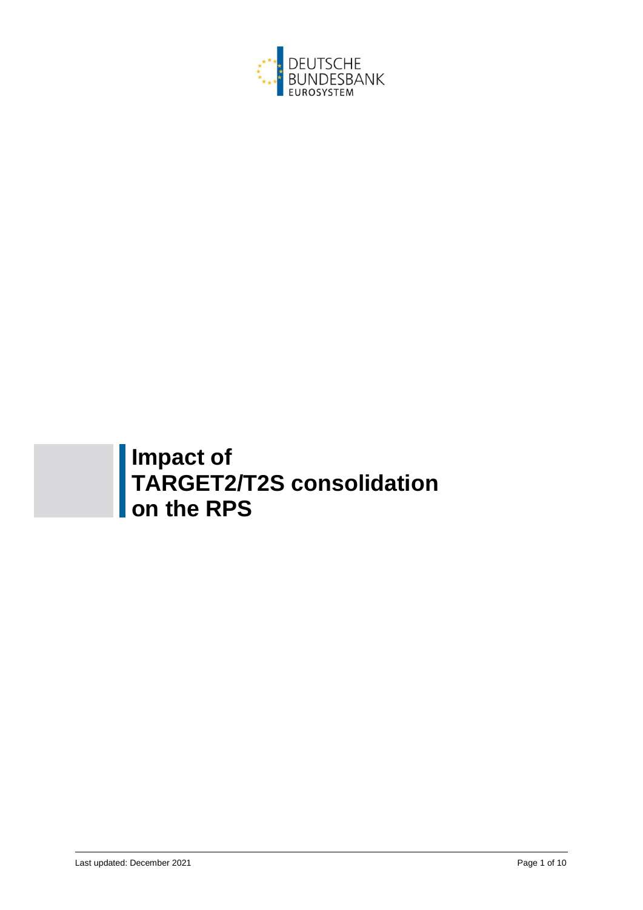DEUTSCHE BUNDESBANK
EUROSYSTEM

# Impact of TARGET2/T2S consolidation on the RPS

Last updated: December 2021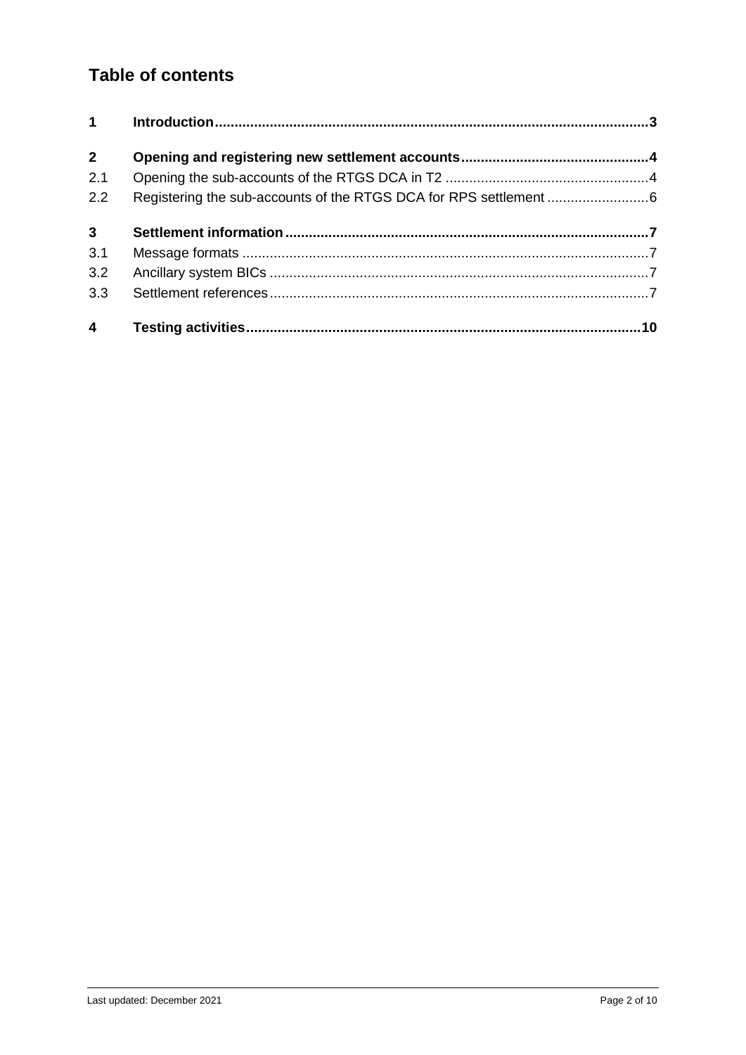# Table of contents

| | | |
|---|---|---|
| **1** | **Introduction** | **3** |
| **2** | **Opening and registering new settlement accounts** | **4** |
| 2.1 | Opening the sub-accounts of the RTGS DCA in T2 | 4 |
| 2.2 | Registering the sub-accounts of the RTGS DCA for RPS settlement | 6 |
| **3** | **Settlement information** | **7** |
| 3.1 | Message formats | 7 |
| 3.2 | Ancillary system BICs | 7 |
| 3.3 | Settlement references | 7 |
| **4** | **Testing activities** | **10** |

Last updated: December 2021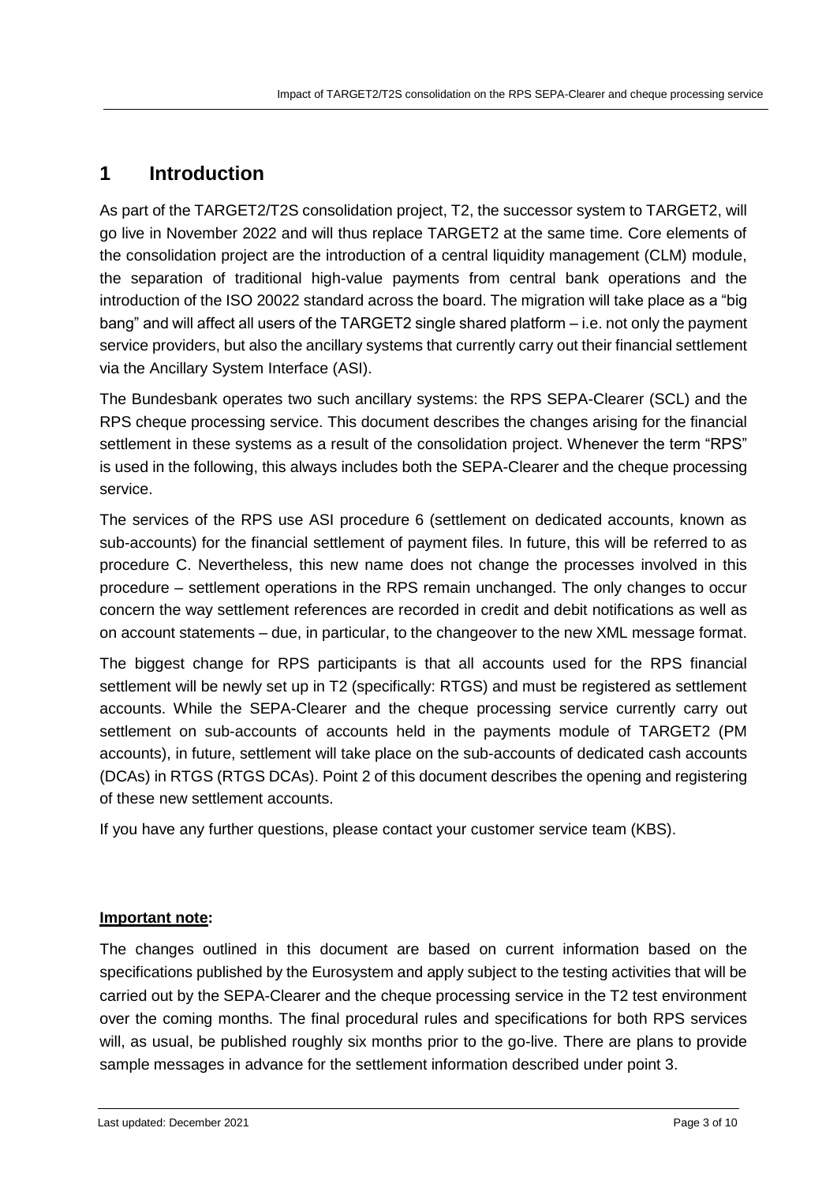# 1 Introduction

As part of the TARGET2/T2S consolidation project, T2, the successor system to TARGET2, will go live in November 2022 and will thus replace TARGET2 at the same time. Core elements of the consolidation project are the introduction of a central liquidity management (CLM) module, the separation of traditional high-value payments from central bank operations and the introduction of the ISO 20022 standard across the board. The migration will take place as a "big bang" and will affect all users of the TARGET2 single shared platform – i.e. not only the payment service providers, but also the ancillary systems that currently carry out their financial settlement via the Ancillary System Interface (ASI).

The Bundesbank operates two such ancillary systems: the RPS SEPA-Clearer (SCL) and the RPS cheque processing service. This document describes the changes arising for the financial settlement in these systems as a result of the consolidation project. Whenever the term "RPS" is used in the following, this always includes both the SEPA-Clearer and the cheque processing service.

The services of the RPS use ASI procedure 6 (settlement on dedicated accounts, known as sub-accounts) for the financial settlement of payment files. In future, this will be referred to as procedure C. Nevertheless, this new name does not change the processes involved in this procedure – settlement operations in the RPS remain unchanged. The only changes to occur concern the way settlement references are recorded in credit and debit notifications as well as on account statements – due, in particular, to the changeover to the new XML message format.

The biggest change for RPS participants is that all accounts used for the RPS financial settlement will be newly set up in T2 (specifically: RTGS) and must be registered as settlement accounts. While the SEPA-Clearer and the cheque processing service currently carry out settlement on sub-accounts of accounts held in the payments module of TARGET2 (PM accounts), in future, settlement will take place on the sub-accounts of dedicated cash accounts (DCAs) in RTGS (RTGS DCAs). Point 2 of this document describes the opening and registering of these new settlement accounts.

If you have any further questions, please contact your customer service team (KBS).

**Important note:**

The changes outlined in this document are based on current information based on the specifications published by the Eurosystem and apply subject to the testing activities that will be carried out by the SEPA-Clearer and the cheque processing service in the T2 test environment over the coming months. The final procedural rules and specifications for both RPS services will, as usual, be published roughly six months prior to the go-live. There are plans to provide sample messages in advance for the settlement information described under point 3.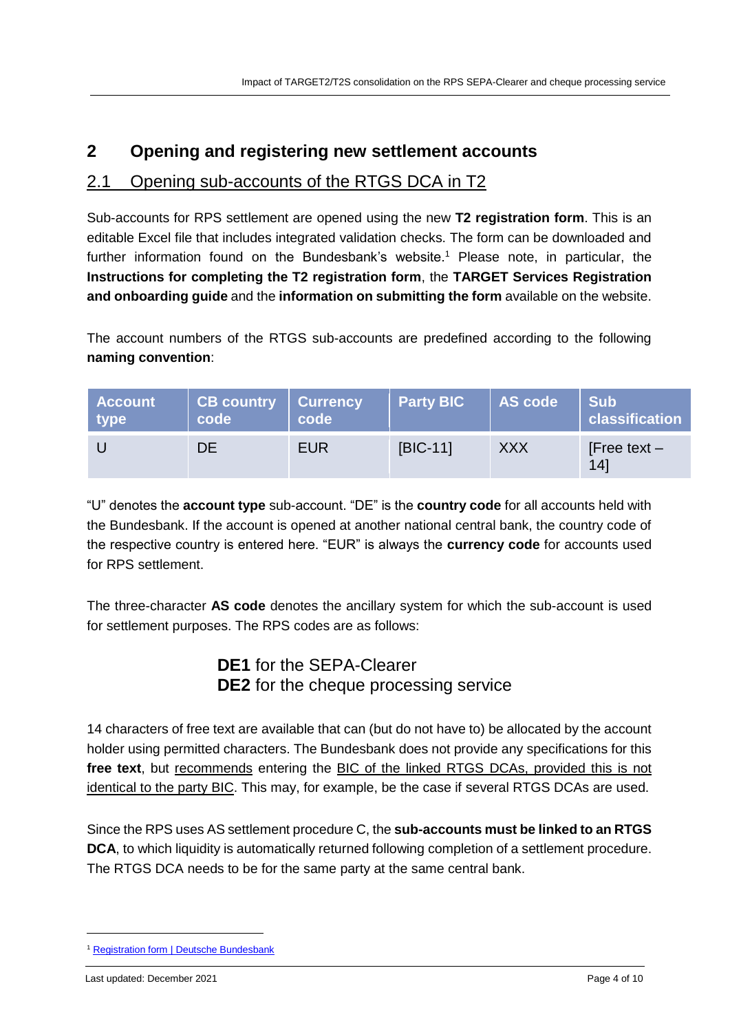# 2 Opening and registering new settlement accounts

## 2.1 Opening sub-accounts of the RTGS DCA in T2

Sub-accounts for RPS settlement are opened using the new **T2 registration form**. This is an editable Excel file that includes integrated validation checks. The form can be downloaded and further information found on the Bundesbank's website.[1] Please note, in particular, the **Instructions for completing the T2 registration form**, the **TARGET Services Registration and onboarding guide** and the **information on submitting the form** available on the website.

The account numbers of the RTGS sub-accounts are predefined according to the following **naming convention**:

| Account type | CB country code | Currency code | Party BIC | AS code | Sub classification |
|---|---|---|---|---|---|
| U | DE | EUR | [BIC-11] | XXX | [Free text – 14] |

"U" denotes the **account type** sub-account. "DE" is the **country code** for all accounts held with the Bundesbank. If the account is opened at another national central bank, the country code of the respective country is entered here. "EUR" is always the **currency code** for accounts used for RPS settlement.

The three-character **AS code** denotes the ancillary system for which the sub-account is used for settlement purposes. The RPS codes are as follows:

**DE1** for the SEPA-Clearer
**DE2** for the cheque processing service

14 characters of free text are available that can (but do not have to) be allocated by the account holder using permitted characters. The Bundesbank does not provide any specifications for this **free text**, but recommends entering the BIC of the linked RTGS DCAs, provided this is not identical to the party BIC. This may, for example, be the case if several RTGS DCAs are used.

Since the RPS uses AS settlement procedure C, the **sub-accounts must be linked to an RTGS DCA**, to which liquidity is automatically returned following completion of a settlement procedure. The RTGS DCA needs to be for the same party at the same central bank.

[1] Registration form | Deutsche Bundesbank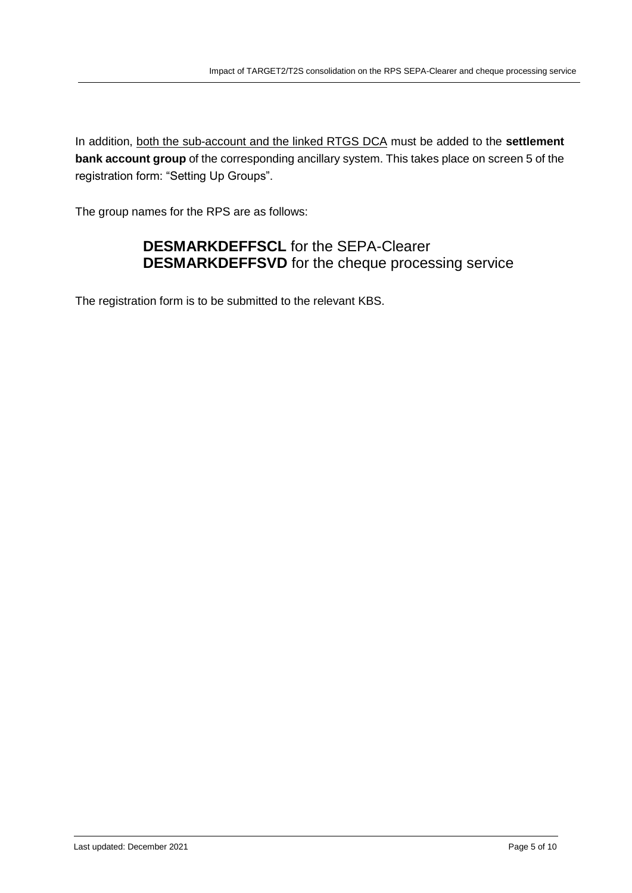In addition, both the sub-account and the linked RTGS DCA must be added to the **settlement bank account group** of the corresponding ancillary system. This takes place on screen 5 of the registration form: "Setting Up Groups".

The group names for the RPS are as follows:

> **DESMARKDEFFSCL** for the SEPA-Clearer
> **DESMARKDEFFSVD** for the cheque processing service

The registration form is to be submitted to the relevant KBS.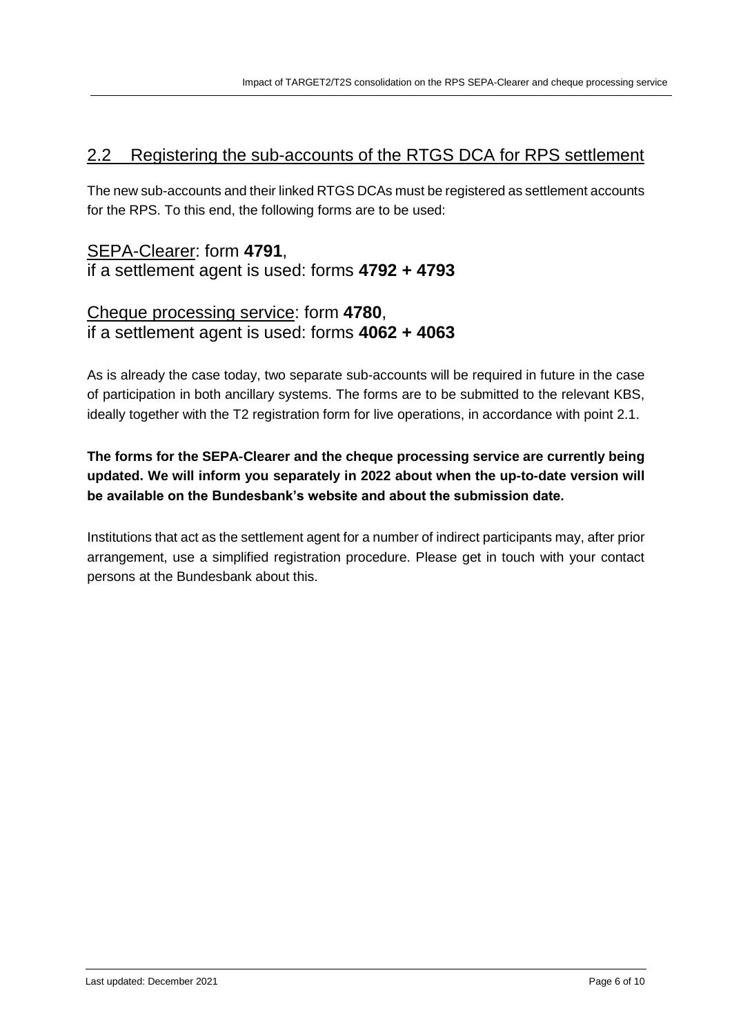## 2.2 Registering the sub-accounts of the RTGS DCA for RPS settlement

The new sub-accounts and their linked RTGS DCAs must be registered as settlement accounts for the RPS. To this end, the following forms are to be used:

### SEPA-Clearer: form **4791**, if a settlement agent is used: forms **4792 + 4793**

### Cheque processing service: form **4780**, if a settlement agent is used: forms **4062 + 4063**

As is already the case today, two separate sub-accounts will be required in future in the case of participation in both ancillary systems. The forms are to be submitted to the relevant KBS, ideally together with the T2 registration form for live operations, in accordance with point 2.1.

**The forms for the SEPA-Clearer and the cheque processing service are currently being updated. We will inform you separately in 2022 about when the up-to-date version will be available on the Bundesbank's website and about the submission date.**

Institutions that act as the settlement agent for a number of indirect participants may, after prior arrangement, use a simplified registration procedure. Please get in touch with your contact persons at the Bundesbank about this.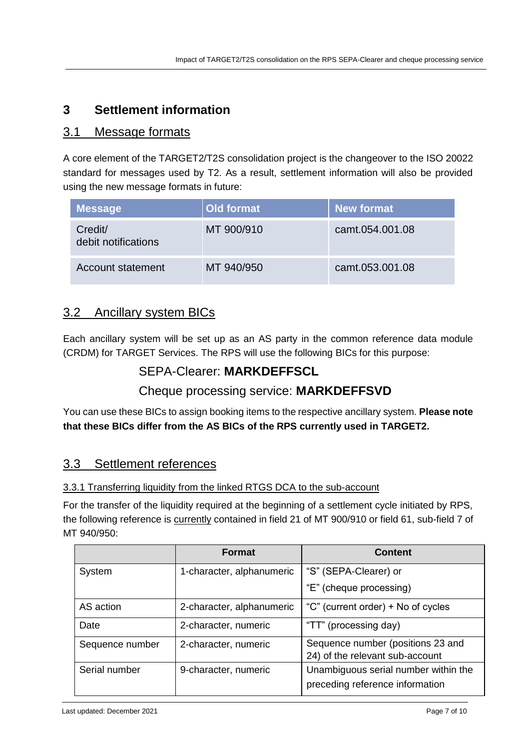# 3 Settlement information

## 3.1 Message formats

A core element of the TARGET2/T2S consolidation project is the changeover to the ISO 20022 standard for messages used by T2. As a result, settlement information will also be provided using the new message formats in future:

| Message | Old format | New format |
|---|---|---|
| Credit/ debit notifications | MT 900/910 | camt.054.001.08 |
| Account statement | MT 940/950 | camt.053.001.08 |

## 3.2 Ancillary system BICs

Each ancillary system will be set up as an AS party in the common reference data module (CRDM) for TARGET Services. The RPS will use the following BICs for this purpose:

SEPA-Clearer: **MARKDEFFSCL**

Cheque processing service: **MARKDEFFSVD**

You can use these BICs to assign booking items to the respective ancillary system. **Please note that these BICs differ from the AS BICs of the RPS currently used in TARGET2.**

## 3.3 Settlement references

### 3.3.1 Transferring liquidity from the linked RTGS DCA to the sub-account

For the transfer of the liquidity required at the beginning of a settlement cycle initiated by RPS, the following reference is currently contained in field 21 of MT 900/910 or field 61, sub-field 7 of MT 940/950:

| | Format | Content |
|---|---|---|
| System | 1-character, alphanumeric | "S" (SEPA-Clearer) or "E" (cheque processing) |
| AS action | 2-character, alphanumeric | "C" (current order) + No of cycles |
| Date | 2-character, numeric | "TT" (processing day) |
| Sequence number | 2-character, numeric | Sequence number (positions 23 and 24) of the relevant sub-account |
| Serial number | 9-character, numeric | Unambiguous serial number within the preceding reference information |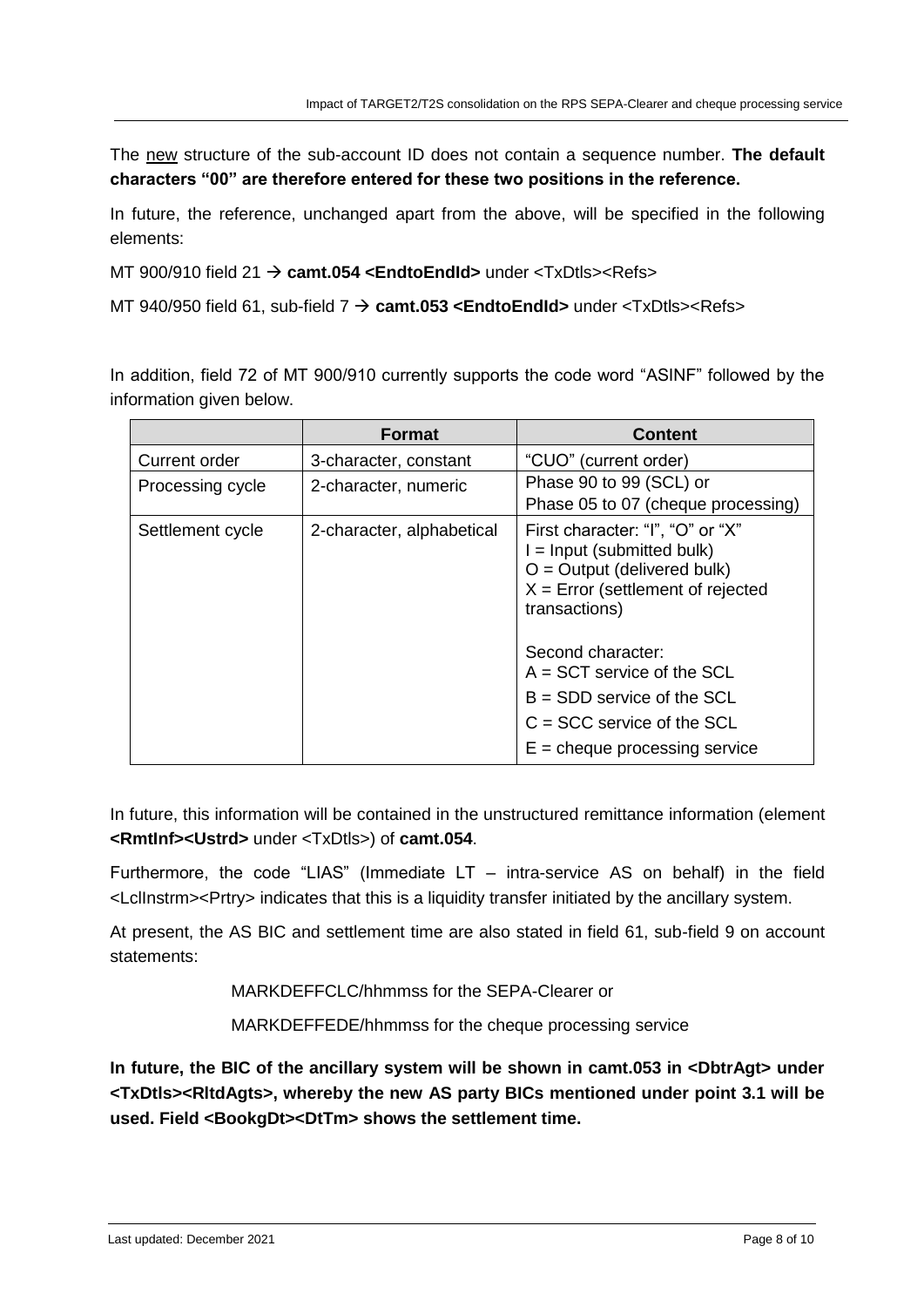The new structure of the sub-account ID does not contain a sequence number. **The default characters "00" are therefore entered for these two positions in the reference.**

In future, the reference, unchanged apart from the above, will be specified in the following elements:

MT 900/910 field 21 → **camt.054 <EndtoEndId>** under <TxDtls><Refs>

MT 940/950 field 61, sub-field 7 → **camt.053 <EndtoEndId>** under <TxDtls><Refs>

In addition, field 72 of MT 900/910 currently supports the code word "ASINF" followed by the information given below.

| | **Format** | **Content** |
|---|---|---|
| Current order | 3-character, constant | "CUO" (current order) |
| Processing cycle | 2-character, numeric | Phase 90 to 99 (SCL) or<br>Phase 05 to 07 (cheque processing) |
| Settlement cycle | 2-character, alphabetical | First character: "I", "O" or "X"<br>I = Input (submitted bulk)<br>O = Output (delivered bulk)<br>X = Error (settlement of rejected transactions)<br><br>Second character:<br>A = SCT service of the SCL<br>B = SDD service of the SCL<br>C = SCC service of the SCL<br>E = cheque processing service |

In future, this information will be contained in the unstructured remittance information (element **<RmtInf><Ustrd>** under <TxDtls>) of **camt.054**.

Furthermore, the code "LIAS" (Immediate LT – intra-service AS on behalf) in the field <LclInstrm><Prtry> indicates that this is a liquidity transfer initiated by the ancillary system.

At present, the AS BIC and settlement time are also stated in field 61, sub-field 9 on account statements:

MARKDEFFCLC/hhmmss for the SEPA-Clearer or

MARKDEFFEDE/hhmmss for the cheque processing service

**In future, the BIC of the ancillary system will be shown in camt.053 in <DbtrAgt> under <TxDtls><RltdAgts>, whereby the new AS party BICs mentioned under point 3.1 will be used. Field <BookgDt><DtTm> shows the settlement time.**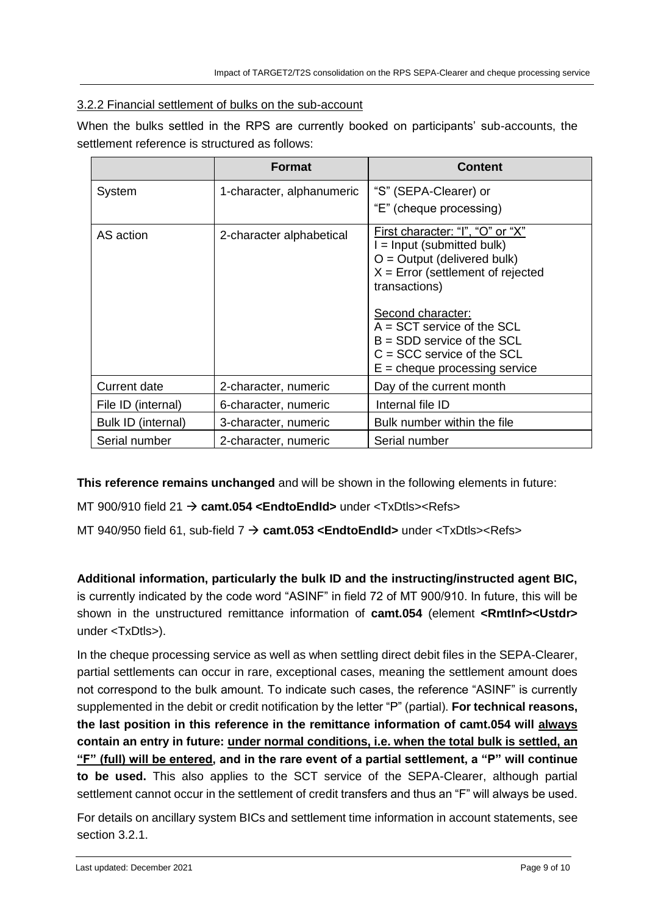### 3.2.2 Financial settlement of bulks on the sub-account

When the bulks settled in the RPS are currently booked on participants' sub-accounts, the settlement reference is structured as follows:

| | Format | Content |
|---|---|---|
| System | 1-character, alphanumeric | "S" (SEPA-Clearer) or<br>"E" (cheque processing) |
| AS action | 2-character alphabetical | First character: "I", "O" or "X"<br>I = Input (submitted bulk)<br>O = Output (delivered bulk)<br>X = Error (settlement of rejected transactions)<br><br>Second character:<br>A = SCT service of the SCL<br>B = SDD service of the SCL<br>C = SCC service of the SCL<br>E = cheque processing service |
| Current date | 2-character, numeric | Day of the current month |
| File ID (internal) | 6-character, numeric | Internal file ID |
| Bulk ID (internal) | 3-character, numeric | Bulk number within the file |
| Serial number | 2-character, numeric | Serial number |

**This reference remains unchanged** and will be shown in the following elements in future:

MT 900/910 field 21 → **camt.054 <EndtoEndId>** under <TxDtls><Refs>

MT 940/950 field 61, sub-field 7 → **camt.053 <EndtoEndId>** under <TxDtls><Refs>

**Additional information, particularly the bulk ID and the instructing/instructed agent BIC,** is currently indicated by the code word "ASINF" in field 72 of MT 900/910. In future, this will be shown in the unstructured remittance information of **camt.054** (element **<RmtInf><Ustdr>** under <TxDtls>).

In the cheque processing service as well as when settling direct debit files in the SEPA-Clearer, partial settlements can occur in rare, exceptional cases, meaning the settlement amount does not correspond to the bulk amount. To indicate such cases, the reference "ASINF" is currently supplemented in the debit or credit notification by the letter "P" (partial). **For technical reasons, the last position in this reference in the remittance information of camt.054 will always contain an entry in future: under normal conditions, i.e. when the total bulk is settled, an "F" (full) will be entered, and in the rare event of a partial settlement, a "P" will continue to be used.** This also applies to the SCT service of the SEPA-Clearer, although partial settlement cannot occur in the settlement of credit transfers and thus an "F" will always be used.

For details on ancillary system BICs and settlement time information in account statements, see section 3.2.1.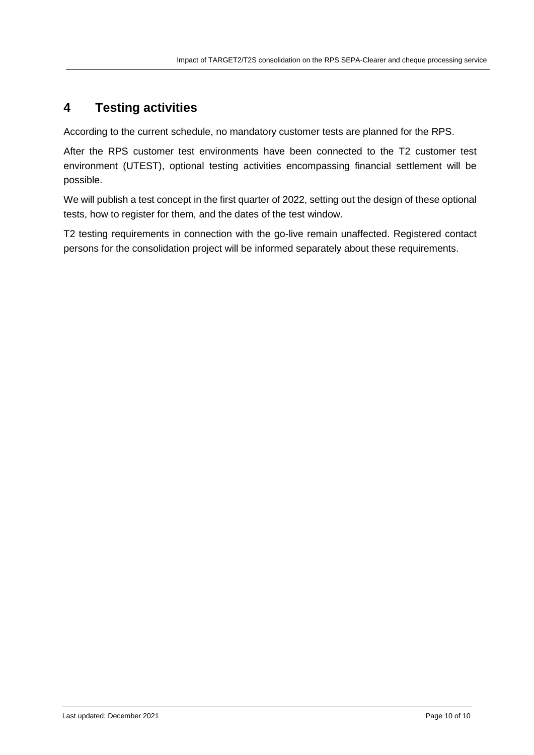## 4 Testing activities

According to the current schedule, no mandatory customer tests are planned for the RPS.

After the RPS customer test environments have been connected to the T2 customer test environment (UTEST), optional testing activities encompassing financial settlement will be possible.

We will publish a test concept in the first quarter of 2022, setting out the design of these optional tests, how to register for them, and the dates of the test window.

T2 testing requirements in connection with the go-live remain unaffected. Registered contact persons for the consolidation project will be informed separately about these requirements.